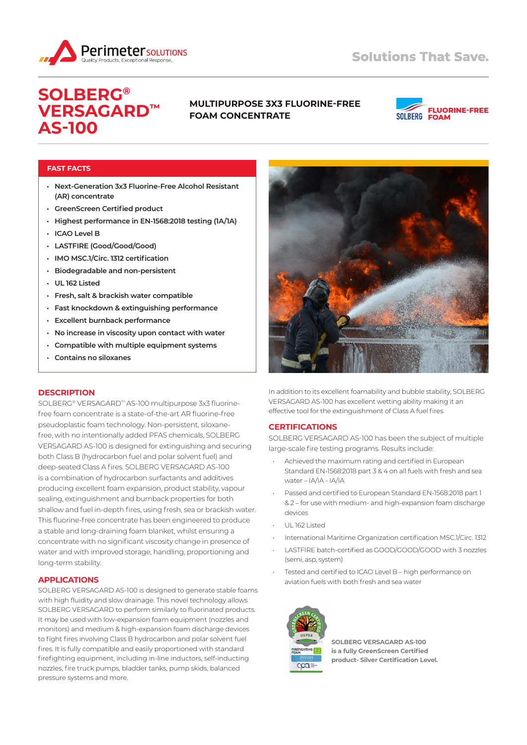# SOLBERG® VERSAGARD™ AS-100

**MULTIPURPOSE 3X3 FLUORINE-FREE FOAM CONCENTRATE**

SOLBERG FLUORINE-FREE FOAM

## FAST FACTS

- Next-Generation 3x3 Fluorine-Free Alcohol Resistant (AR) concentrate
- GreenScreen Certified product
- Highest performance in EN-1568:2018 testing (1A/1A)
- ICAO Level B
- LASTFIRE (Good/Good/Good)
- IMO MSC.1/Circ. 1312 certification
- Biodegradable and non-persistent
- UL 162 Listed
- Fresh, salt & brackish water compatible
- Fast knockdown & extinguishing performance
- Excellent burnback performance
- No increase in viscosity upon contact with water
- Compatible with multiple equipment systems
- Contains no siloxanes

## DESCRIPTION

SOLBERG® VERSAGARD™ AS-100 multipurpose 3x3 fluorine-free foam concentrate is a state-of-the-art AR fluorine-free pseudoplastic foam technology. Non-persistent, siloxane-free, with no intentionally added PFAS chemicals, SOLBERG VERSAGARD AS-100 is designed for extinguishing and securing both Class B (hydrocarbon fuel and polar solvent fuel) and deep-seated Class A fires. SOLBERG VERSAGARD AS-100 is a combination of hydrocarbon surfactants and additives producing excellent foam expansion, product stability, vapour sealing, extinguishment and burnback properties for both shallow and fuel in-depth fires, using fresh, sea or brackish water. This fluorine-free concentrate has been engineered to produce a stable and long-draining foam blanket, whilst ensuring a concentrate with no significant viscosity change in presence of water and with improved storage, handling, proportioning and long-term stability.

## APPLICATIONS

SOLBERG VERSAGARD AS-100 is designed to generate stable foams with high fluidity and slow drainage. This novel technology allows SOLBERG VERSAGARD to perform similarly to fluorinated products. It may be used with low-expansion foam equipment (nozzles and monitors) and medium & high-expansion foam discharge devices to fight fires involving Class B hydrocarbon and polar solvent fuel fires. It is fully compatible and easily proportioned with standard firefighting equipment, including in-line inductors, self-inducting nozzles, fire truck pumps, bladder tanks, pump skids, balanced pressure systems and more.

In addition to its excellent foamability and bubble stability, SOLBERG VERSAGARD AS-100 has excellent wetting ability making it an effective tool for the extinguishment of Class A fuel fires.

## CERTIFICATIONS

SOLBERG VERSAGARD AS-100 has been the subject of multiple large-scale fire testing programs. Results include:

- Achieved the maximum rating and certified in European Standard EN-1568:2018 part 3 & 4 on all fuels with fresh and sea water – IA/IA - IA/IA
- Passed and certified to European Standard EN-1568:2018 part 1 & 2 – for use with medium- and high-expansion foam discharge devices
- UL 162 Listed
- International Maritime Organization certification MSC.1/Circ. 1312
- LASTFIRE batch-certified as GOOD/GOOD/GOOD with 3 nozzles (semi, asp, system)
- Tested and certified to ICAO Level B – high performance on aviation fuels with both fresh and sea water

**SOLBERG VERSAGARD AS-100 is a fully GreenScreen Certified product- Silver Certification Level.**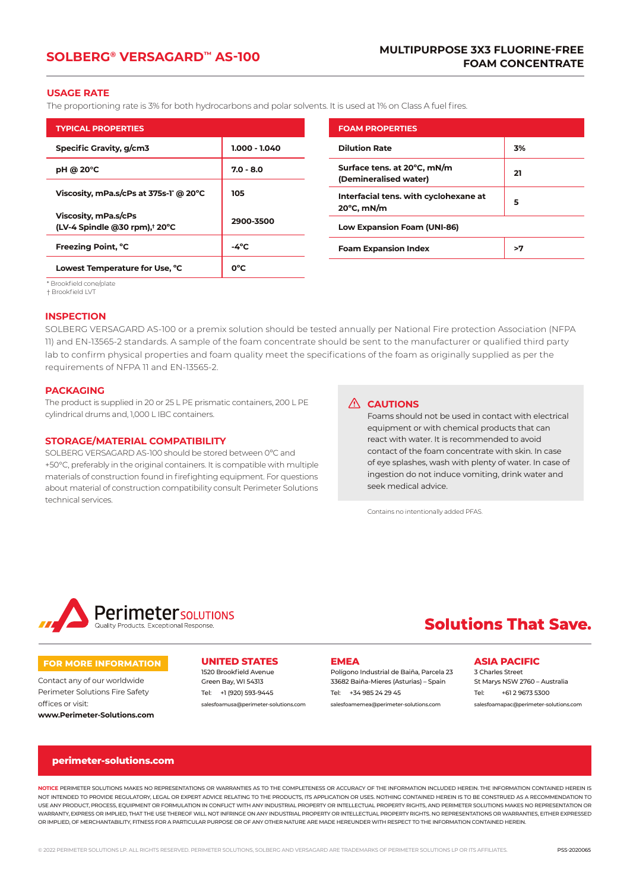# SOLBERG® VERSAGARD™ AS-100

**MULTIPURPOSE 3X3 FLUORINE-FREE FOAM CONCENTRATE**

## USAGE RATE

The proportioning rate is 3% for both hydrocarbons and polar solvents. It is used at 1% on Class A fuel fires.

| TYPICAL PROPERTIES | |
|---|---|
| Specific Gravity, g/cm3 | 1.000 - 1.040 |
| pH @ 20°C | 7.0 - 8.0 |
| Viscosity, mPa.s/cPs at 375s-1* @ 20°C | 105 |
| Viscosity, mPa.s/cPs (LV-4 Spindle @30 rpm),† 20°C | 2900-3500 |
| Freezing Point, °C | -4°C |
| Lowest Temperature for Use, °C | 0°C |

\* Brookfield cone/plate
† Brookfield LVT

| FOAM PROPERTIES | |
|---|---|
| Dilution Rate | 3% |
| Surface tens. at 20°C, mN/m (Demineralised water) | 21 |
| Interfacial tens. with cyclohexane at 20°C, mN/m | 5 |
| Low Expansion Foam (UNI-86) | |
| Foam Expansion Index | >7 |

## INSPECTION

SOLBERG VERSAGARD AS-100 or a premix solution should be tested annually per National Fire protection Association (NFPA 11) and EN-13565-2 standards. A sample of the foam concentrate should be sent to the manufacturer or qualified third party lab to confirm physical properties and foam quality meet the specifications of the foam as originally supplied as per the requirements of NFPA 11 and EN-13565-2.

## PACKAGING

The product is supplied in 20 or 25 L PE prismatic containers, 200 L PE cylindrical drums and, 1,000 L IBC containers.

## STORAGE/MATERIAL COMPATIBILITY

SOLBERG VERSAGARD AS-100 should be stored between 0°C and +50°C, preferably in the original containers. It is compatible with multiple materials of construction found in firefighting equipment. For questions about material of construction compatibility consult Perimeter Solutions technical services.

## ⚠ CAUTIONS

Foams should not be used in contact with electrical equipment or with chemical products that can react with water. It is recommended to avoid contact of the foam concentrate with skin. In case of eye splashes, wash with plenty of water. In case of ingestion do not induce vomiting, drink water and seek medical advice.

Contains no intentionally added PFAS.

Perimeter SOLUTIONS
Quality Products. Exceptional Response.

**Solutions That Save.**

**FOR MORE INFORMATION**

Contact any of our worldwide Perimeter Solutions Fire Safety offices or visit:
**www.Perimeter-Solutions.com**

**UNITED STATES**
1520 Brookfield Avenue
Green Bay, WI 54313
Tel: +1 (920) 593-9445
salesfoamusa@perimeter-solutions.com

**EMEA**
Polígono Industrial de Baíña, Parcela 23
33682 Baíña-Mieres (Asturias) – Spain
Tel: +34 985 24 29 45
salesfoamemea@perimeter-solutions.com

**ASIA PACIFIC**
3 Charles Street
St Marys NSW 2760 – Australia
Tel: +61 2 9673 5300
salesfoamapac@perimeter-solutions.com

**perimeter-solutions.com**

**NOTICE** PERIMETER SOLUTIONS MAKES NO REPRESENTATIONS OR WARRANTIES AS TO THE COMPLETENESS OR ACCURACY OF THE INFORMATION INCLUDED HEREIN. THE INFORMATION CONTAINED HEREIN IS NOT INTENDED TO PROVIDE REGULATORY, LEGAL OR EXPERT ADVICE RELATING TO THE PRODUCTS, ITS APPLICATION OR USES. NOTHING CONTAINED HEREIN IS TO BE CONSTRUED AS A RECOMMENDATION TO USE ANY PRODUCT, PROCESS, EQUIPMENT OR FORMULATION IN CONFLICT WITH ANY INDUSTRIAL PROPERTY OR INTELLECTUAL PROPERTY RIGHTS, AND PERIMETER SOLUTIONS MAKES NO REPRESENTATION OR WARRANTY, EXPRESS OR IMPLIED, THAT THE USE THEREOF WILL NOT INFRINGE ON ANY INDUSTRIAL PROPERTY OR INTELLECTUAL PROPERTY RIGHTS. NO REPRESENTATIONS OR WARRANTIES, EITHER EXPRESSED OR IMPLIED, OF MERCHANTABILITY, FITNESS FOR A PARTICULAR PURPOSE OR OF ANY OTHER NATURE ARE MADE HEREUNDER WITH RESPECT TO THE INFORMATION CONTAINED HEREIN.

© 2022 PERIMETER SOLUTIONS LP. ALL RIGHTS RESERVED. PERIMETER SOLUTIONS, SOLBERG AND VERSAGARD ARE TRADEMARKS OF PERIMETER SOLUTIONS LP OR ITS AFFILIATES.

PSS-2020065